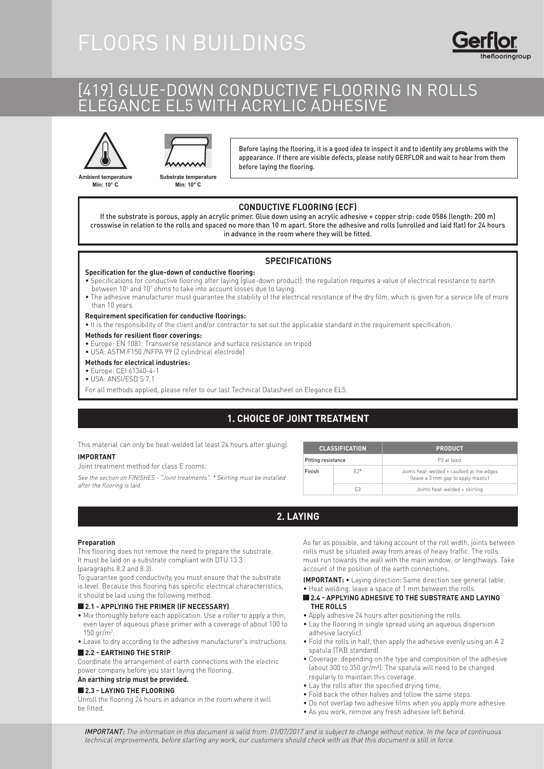# FLOORS IN BUILDINGS

## [419] GLUE-DOWN CONDUCTIVE FLOORING IN ROLLS ELEGANCE EL5 WITH ACRYLIC ADHESIVE

**Ambient temperature Min: 10° C**

**Substrate temperature Min: 10° C**

Before laying the flooring, it is a good idea to inspect it and to identify any problems with the appearance. If there are visible defects, please notify GERFLOR and wait to hear from them before laying the flooring.

### CONDUCTIVE FLOORING (ECF)

If the substrate is porous, apply an acrylic primer. Glue down using an acrylic adhesive + copper strip: code 0586 (length: 200 m) crosswise in relation to the rolls and spaced no more than 10 m apart. Store the adhesive and rolls (unrolled and laid flat) for 24 hours in advance in the room where they will be fitted.

### SPECIFICATIONS

**Specification for the glue-down of conductive flooring:**

- Specifications for conductive flooring after laying (glue-down product): the regulation requires a value of electrical resistance to earth between $10^5$ and $10^7$ ohms to take into account losses due to laying.
- The adhesive manufacturer must guarantee the stability of the electrical resistance of the dry film, which is given for a service life of more than 10 years.

**Requirement specification for conductive floorings:**

- It is the responsibility of the client and/or contractor to set out the applicable standard in the requirement specification.

**Methods for resilient floor coverings:**

- Europe: EN 1081. Transverse resistance and surface resistance on tripod
- USA: ASTM F150 /NFPA 99 (2 cylindrical electrode)

**Methods for electrical industries:**

- Europe: CEI 61340-4-1
- USA: ANSI/ESD S 7.1

For all methods applied, please refer to our last Technical Datasheet on Elegance EL5.

## 1. CHOICE OF JOINT TREATMENT

This material can only be heat-welded (at least 24 hours after gluing)

**IMPORTANT**

Joint treatment method for class E rooms:

*See the section on FINISHES - "Joint treatments". * Skirting must be installed after the flooring is laid.*

| CLASSIFICATION | | PRODUCT |
|---|---|---|
| Pitting resistance | | P3 at least |
| Finish | E2* | Joints heat-welded + caulked at the edges (leave a 3 mm gap to apply mastic) |
| | E3 | Joints heat-welded + skirting |

## 2. LAYING

**Preparation**

This flooring does not remove the need to prepare the substrate. It must be laid on a substrate compliant with DTU 13.3 (paragraphs 8.2 and 8.3).

To guarantee good conductivity, you must ensure that the substrate is level. Because this flooring has specific electrical characteristics, it should be laid using the following method.

### 2.1 - APPLYING THE PRIMER (IF NECESSARY)

- Mix thoroughly before each application. Use a roller to apply a thin, even layer of aqueous phase primer with a coverage of about 100 to 150 gr/m².
- Leave to dry according to the adhesive manufacturer's instructions.

### 2.2 - EARTHING THE STRIP

Coordinate the arrangement of earth connections with the electric power company before you start laying the flooring.

**An earthing strip must be provided.**

### 2.3 - LAYING THE FLOORING

Unroll the flooring 24 hours in advance in the room where it will be fitted.

As far as possible, and taking account of the roll width, joints between rolls must be situated away from areas of heavy traffic. The rolls must run towards the wall with the main window, or lengthways. Take account of the position of the earth connections.

**IMPORTANT:** • Laying direction: Same direction see general table.

- Heat welding: leave a space of 1 mm between the rolls.

### 2.4 - APPLYING ADHESIVE TO THE SUBSTRATE AND LAYING THE ROLLS

- Apply adhesive 24 hours after positioning the rolls.
- Lay the flooring in single spread using an aqueous dispersion adhesive (acrylic).
- Fold the rolls in half, then apply the adhesive evenly using an A 2 spatula (TKB standard).
- Coverage: depending on the type and composition of the adhesive (about 300 to 350 gr/m²). The spatula will need to be changed regularly to maintain this coverage.
- Lay the rolls after the specified drying time,
- Fold back the other halves and follow the same steps.
- Do not overlap two adhesive films when you apply more adhesive.
- As you work, remove any fresh adhesive left behind.

*IMPORTANT: The information in this document is valid from: 01/07/2017 and is subject to change without notice. In the face of continuous technical improvements, before starting any work, our customers should check with us that this document is still in force.*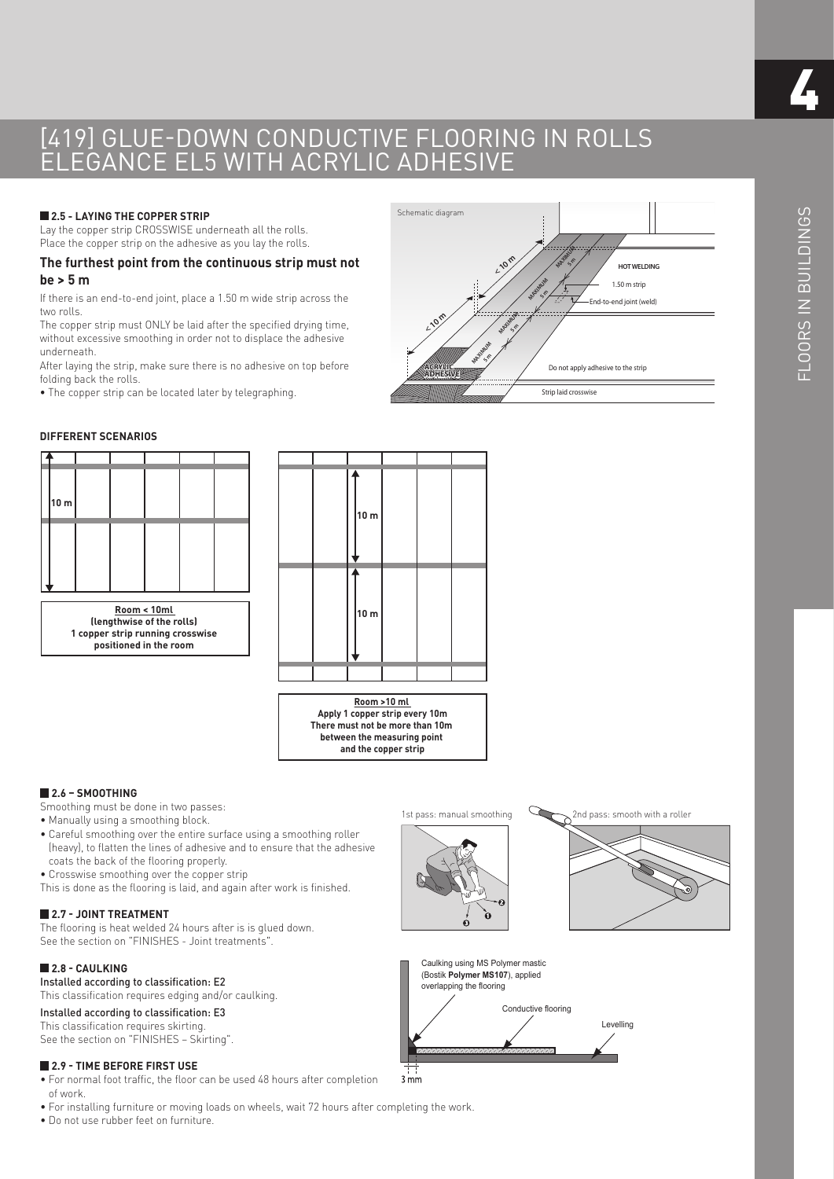# [419] GLUE-DOWN CONDUCTIVE FLOORING IN ROLLS ELEGANCE EL5 WITH ACRYLIC ADHESIVE

## 2.5 - LAYING THE COPPER STRIP

Lay the copper strip CROSSWISE underneath all the rolls.
Place the copper strip on the adhesive as you lay the rolls.

**The furthest point from the continuous strip must not be > 5 m**

If there is an end-to-end joint, place a 1.50 m wide strip across the two rolls.

The copper strip must ONLY be laid after the specified drying time, without excessive smoothing in order not to displace the adhesive underneath.

After laying the strip, make sure there is no adhesive on top before folding back the rolls.

- The copper strip can be located later by telegraphing.

Schematic diagram

< 10 m
< 10 m
MAXIMUM 5 m
MAXIMUM 5 m
MAXIMUM 5 m
MAXIMUM 5 m
HOT WELDING
1.50 m strip
End-to-end joint (weld)
ACRYLIC ADHESIVE
Do not apply adhesive to the strip
Strip laid crosswise

### DIFFERENT SCENARIOS

10 m

**Room < 10ml**
**(lengthwise of the rolls)**
**1 copper strip running crosswise positioned in the room**

10 m
10 m

**Room >10 ml**
**Apply 1 copper strip every 10m**
**There must not be more than 10m between the measuring point and the copper strip**

## 2.6 – SMOOTHING

Smoothing must be done in two passes:

- Manually using a smoothing block.
- Careful smoothing over the entire surface using a smoothing roller (heavy), to flatten the lines of adhesive and to ensure that the adhesive coats the back of the flooring properly.
- Crosswise smoothing over the copper strip

This is done as the flooring is laid, and again after work is finished.

1st pass: manual smoothing
2nd pass: smooth with a roller

## 2.7 - JOINT TREATMENT

The flooring is heat welded 24 hours after is is glued down.
See the section on "FINISHES - Joint treatments".

## 2.8 - CAULKING

Installed according to classification: E2
This classification requires edging and/or caulking.

Installed according to classification: E3
This classification requires skirting.
See the section on "FINISHES – Skirting".

Caulking using MS Polymer mastic (Bostik **Polymer MS107**), applied overlapping the flooring
Conductive flooring
Levelling
3 mm

## 2.9 - TIME BEFORE FIRST USE

- For normal foot traffic, the floor can be used 48 hours after completion of work.
- For installing furniture or moving loads on wheels, wait 72 hours after completing the work.
- Do not use rubber feet on furniture.